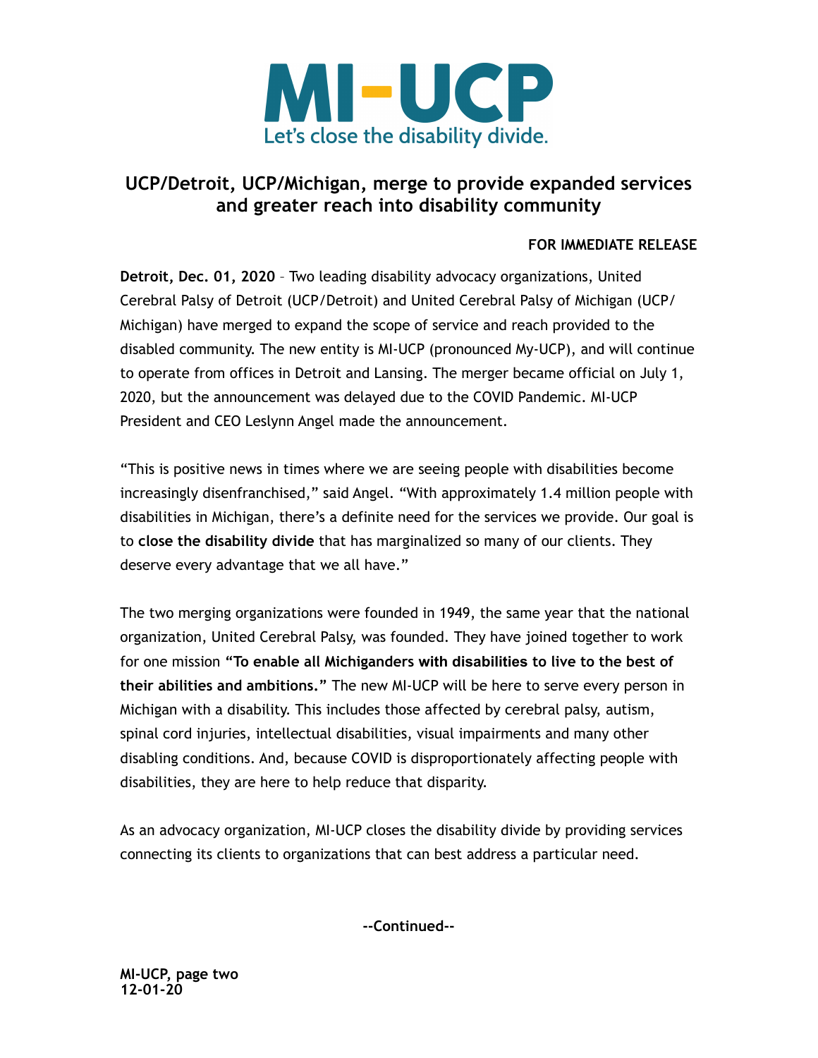# MI-UCP

Let's close the disability divide.

## UCP/Detroit, UCP/Michigan, merge to provide expanded services and greater reach into disability community

**FOR IMMEDIATE RELEASE**

**Detroit, Dec. 01, 2020** – Two leading disability advocacy organizations, United Cerebral Palsy of Detroit (UCP/Detroit) and United Cerebral Palsy of Michigan (UCP/Michigan) have merged to expand the scope of service and reach provided to the disabled community. The new entity is MI-UCP (pronounced My-UCP), and will continue to operate from offices in Detroit and Lansing. The merger became official on July 1, 2020, but the announcement was delayed due to the COVID Pandemic. MI-UCP President and CEO Leslynn Angel made the announcement.

"This is positive news in times where we are seeing people with disabilities become increasingly disenfranchised," said Angel. "With approximately 1.4 million people with disabilities in Michigan, there's a definite need for the services we provide. Our goal is to **close the disability divide** that has marginalized so many of our clients. They deserve every advantage that we all have."

The two merging organizations were founded in 1949, the same year that the national organization, United Cerebral Palsy, was founded. They have joined together to work for one mission **"To enable all Michiganders with disabilities to live to the best of their abilities and ambitions."** The new MI-UCP will be here to serve every person in Michigan with a disability. This includes those affected by cerebral palsy, autism, spinal cord injuries, intellectual disabilities, visual impairments and many other disabling conditions. And, because COVID is disproportionately affecting people with disabilities, they are here to help reduce that disparity.

As an advocacy organization, MI-UCP closes the disability divide by providing services connecting its clients to organizations that can best address a particular need.

**--Continued--**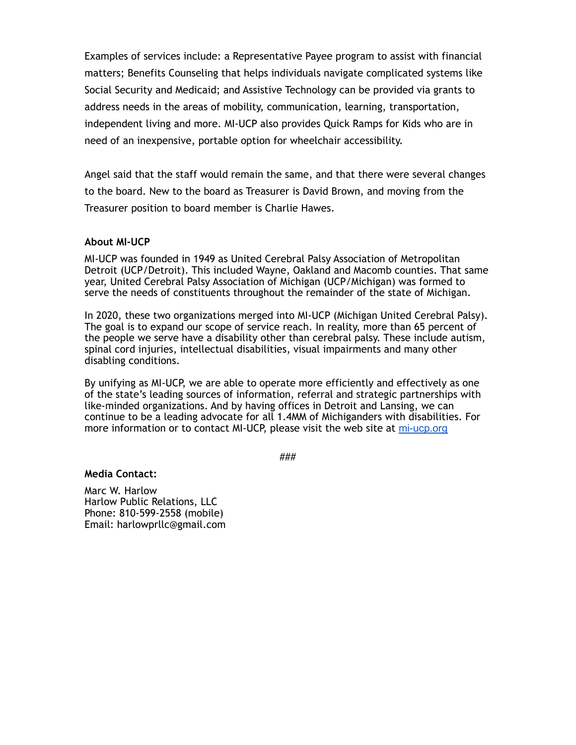Examples of services include: a Representative Payee program to assist with financial matters; Benefits Counseling that helps individuals navigate complicated systems like Social Security and Medicaid; and Assistive Technology can be provided via grants to address needs in the areas of mobility, communication, learning, transportation, independent living and more. MI-UCP also provides Quick Ramps for Kids who are in need of an inexpensive, portable option for wheelchair accessibility.

Angel said that the staff would remain the same, and that there were several changes to the board. New to the board as Treasurer is David Brown, and moving from the Treasurer position to board member is Charlie Hawes.

**About MI-UCP**

MI-UCP was founded in 1949 as United Cerebral Palsy Association of Metropolitan Detroit (UCP/Detroit). This included Wayne, Oakland and Macomb counties. That same year, United Cerebral Palsy Association of Michigan (UCP/Michigan) was formed to serve the needs of constituents throughout the remainder of the state of Michigan.

In 2020, these two organizations merged into MI-UCP (Michigan United Cerebral Palsy). The goal is to expand our scope of service reach. In reality, more than 65 percent of the people we serve have a disability other than cerebral palsy. These include autism, spinal cord injuries, intellectual disabilities, visual impairments and many other disabling conditions.

By unifying as MI-UCP, we are able to operate more efficiently and effectively as one of the state's leading sources of information, referral and strategic partnerships with like-minded organizations. And by having offices in Detroit and Lansing, we can continue to be a leading advocate for all 1.4MM of Michiganders with disabilities. For more information or to contact MI-UCP, please visit the web site at [mi-ucp.org](mi-ucp.org)

###

**Media Contact:**

Marc W. Harlow
Harlow Public Relations, LLC
Phone: 810-599-2558 (mobile)
Email: harlowprllc@gmail.com